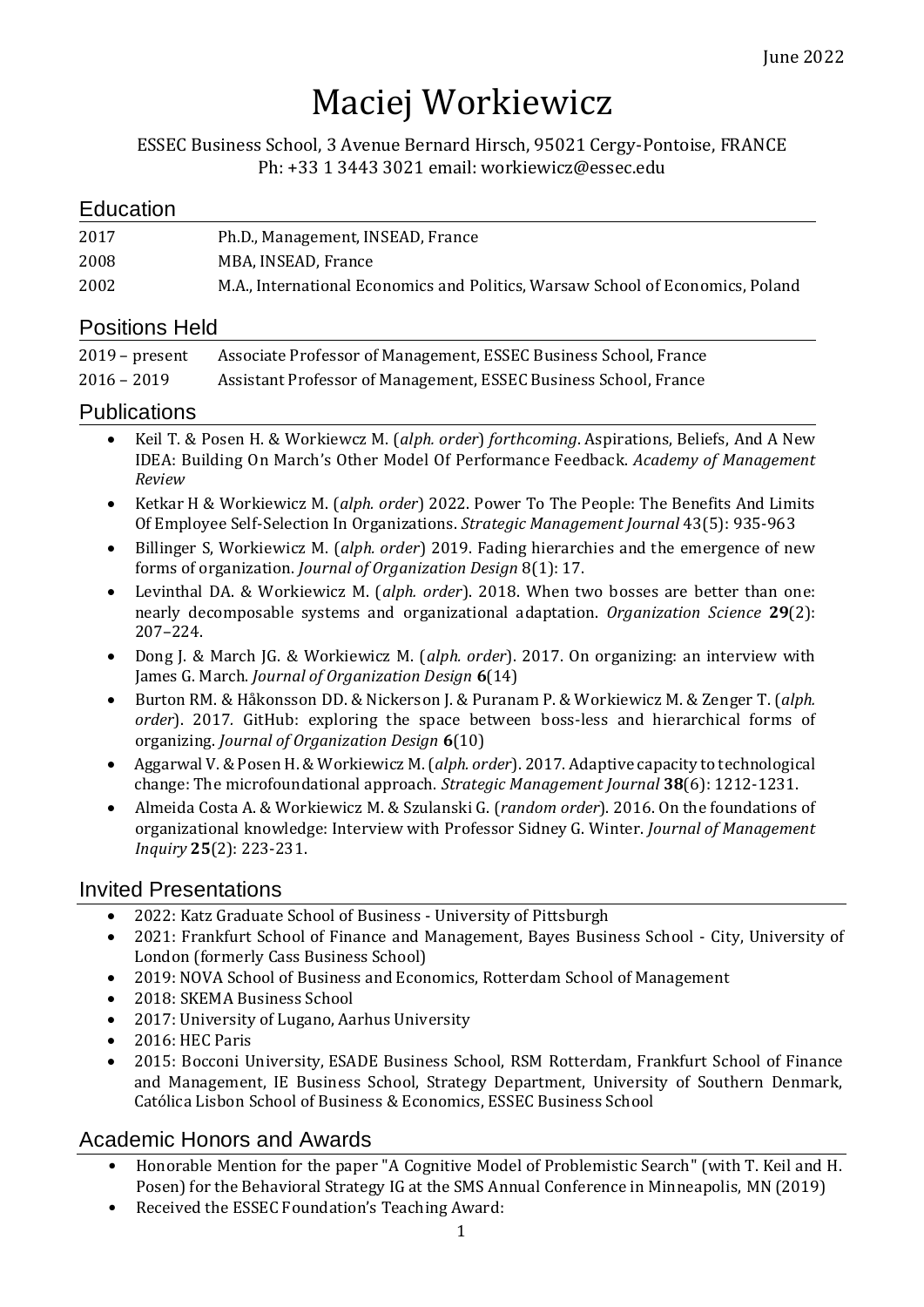June 2022

# Maciej Workiewicz

ESSEC Business School, 3 Avenue Bernard Hirsch, 95021 Cergy-Pontoise, FRANCE
Ph: +33 1 3443 3021 email: workiewicz@essec.edu

## Education

| | |
|---|---|
| 2017 | Ph.D., Management, INSEAD, France |
| 2008 | MBA, INSEAD, France |
| 2002 | M.A., International Economics and Politics, Warsaw School of Economics, Poland |

## Positions Held

| | |
|---|---|
| 2019 – present | Associate Professor of Management, ESSEC Business School, France |
| 2016 – 2019 | Assistant Professor of Management, ESSEC Business School, France |

## Publications

- Keil T. & Posen H. & Workiewcz M. (*alph. order*) *forthcoming*. Aspirations, Beliefs, And A New IDEA: Building On March's Other Model Of Performance Feedback. *Academy of Management Review*
- Ketkar H & Workiewicz M. (*alph. order*) 2022. Power To The People: The Benefits And Limits Of Employee Self-Selection In Organizations. *Strategic Management Journal* 43(5): 935-963
- Billinger S, Workiewicz M. (*alph. order*) 2019. Fading hierarchies and the emergence of new forms of organization. *Journal of Organization Design* 8(1): 17.
- Levinthal DA. & Workiewicz M. (*alph. order*). 2018. When two bosses are better than one: nearly decomposable systems and organizational adaptation. *Organization Science* **29**(2): 207–224.
- Dong J. & March JG. & Workiewicz M. (*alph. order*). 2017. On organizing: an interview with James G. March. *Journal of Organization Design* **6**(14)
- Burton RM. & Håkonsson DD. & Nickerson J. & Puranam P. & Workiewicz M. & Zenger T. (*alph. order*). 2017. GitHub: exploring the space between boss-less and hierarchical forms of organizing. *Journal of Organization Design* **6**(10)
- Aggarwal V. & Posen H. & Workiewicz M. (*alph. order*). 2017. Adaptive capacity to technological change: The microfoundational approach. *Strategic Management Journal* **38**(6): 1212-1231.
- Almeida Costa A. & Workiewicz M. & Szulanski G. (*random order*). 2016. On the foundations of organizational knowledge: Interview with Professor Sidney G. Winter. *Journal of Management Inquiry* **25**(2): 223-231.

## Invited Presentations

- 2022: Katz Graduate School of Business - University of Pittsburgh
- 2021: Frankfurt School of Finance and Management, Bayes Business School - City, University of London (formerly Cass Business School)
- 2019: NOVA School of Business and Economics, Rotterdam School of Management
- 2018: SKEMA Business School
- 2017: University of Lugano, Aarhus University
- 2016: HEC Paris
- 2015: Bocconi University, ESADE Business School, RSM Rotterdam, Frankfurt School of Finance and Management, IE Business School, Strategy Department, University of Southern Denmark, Católica Lisbon School of Business & Economics, ESSEC Business School

## Academic Honors and Awards

- Honorable Mention for the paper "A Cognitive Model of Problemistic Search" (with T. Keil and H. Posen) for the Behavioral Strategy IG at the SMS Annual Conference in Minneapolis, MN (2019)
- Received the ESSEC Foundation's Teaching Award: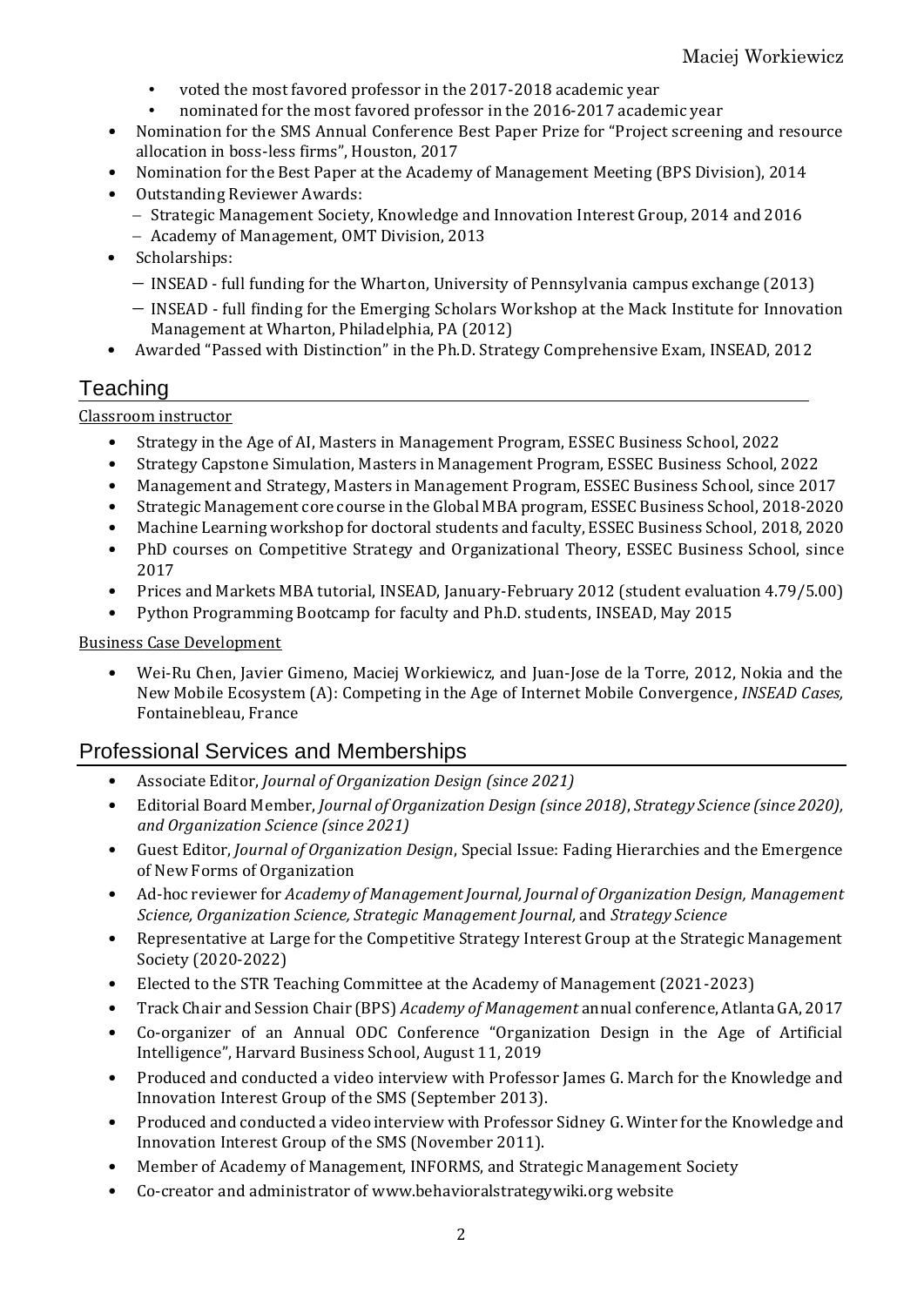- voted the most favored professor in the 2017-2018 academic year
  - nominated for the most favored professor in the 2016-2017 academic year
- Nomination for the SMS Annual Conference Best Paper Prize for "Project screening and resource allocation in boss-less firms", Houston, 2017
- Nomination for the Best Paper at the Academy of Management Meeting (BPS Division), 2014
- Outstanding Reviewer Awards:
  - Strategic Management Society, Knowledge and Innovation Interest Group, 2014 and 2016
  - Academy of Management, OMT Division, 2013
- Scholarships:
  - INSEAD - full funding for the Wharton, University of Pennsylvania campus exchange (2013)
  - INSEAD - full finding for the Emerging Scholars Workshop at the Mack Institute for Innovation Management at Wharton, Philadelphia, PA (2012)
- Awarded "Passed with Distinction" in the Ph.D. Strategy Comprehensive Exam, INSEAD, 2012

## Teaching

Classroom instructor

- Strategy in the Age of AI, Masters in Management Program, ESSEC Business School, 2022
- Strategy Capstone Simulation, Masters in Management Program, ESSEC Business School, 2022
- Management and Strategy, Masters in Management Program, ESSEC Business School, since 2017
- Strategic Management core course in the Global MBA program, ESSEC Business School, 2018-2020
- Machine Learning workshop for doctoral students and faculty, ESSEC Business School, 2018, 2020
- PhD courses on Competitive Strategy and Organizational Theory, ESSEC Business School, since 2017
- Prices and Markets MBA tutorial, INSEAD, January-February 2012 (student evaluation 4.79/5.00)
- Python Programming Bootcamp for faculty and Ph.D. students, INSEAD, May 2015

Business Case Development

- Wei-Ru Chen, Javier Gimeno, Maciej Workiewicz, and Juan-Jose de la Torre, 2012, Nokia and the New Mobile Ecosystem (A): Competing in the Age of Internet Mobile Convergence, *INSEAD Cases,* Fontainebleau, France

## Professional Services and Memberships

- Associate Editor, *Journal of Organization Design (since 2021)*
- Editorial Board Member, *Journal of Organization Design (since 2018)*, *Strategy Science (since 2020), and Organization Science (since 2021)*
- Guest Editor, *Journal of Organization Design*, Special Issue: Fading Hierarchies and the Emergence of New Forms of Organization
- Ad-hoc reviewer for *Academy of Management Journal, Journal of Organization Design, Management Science, Organization Science, Strategic Management Journal,* and *Strategy Science*
- Representative at Large for the Competitive Strategy Interest Group at the Strategic Management Society (2020-2022)
- Elected to the STR Teaching Committee at the Academy of Management (2021-2023)
- Track Chair and Session Chair (BPS) *Academy of Management* annual conference, Atlanta GA, 2017
- Co-organizer of an Annual ODC Conference "Organization Design in the Age of Artificial Intelligence", Harvard Business School, August 11, 2019
- Produced and conducted a video interview with Professor James G. March for the Knowledge and Innovation Interest Group of the SMS (September 2013).
- Produced and conducted a video interview with Professor Sidney G. Winter for the Knowledge and Innovation Interest Group of the SMS (November 2011).
- Member of Academy of Management, INFORMS, and Strategic Management Society
- Co-creator and administrator of www.behavioralstrategywiki.org website